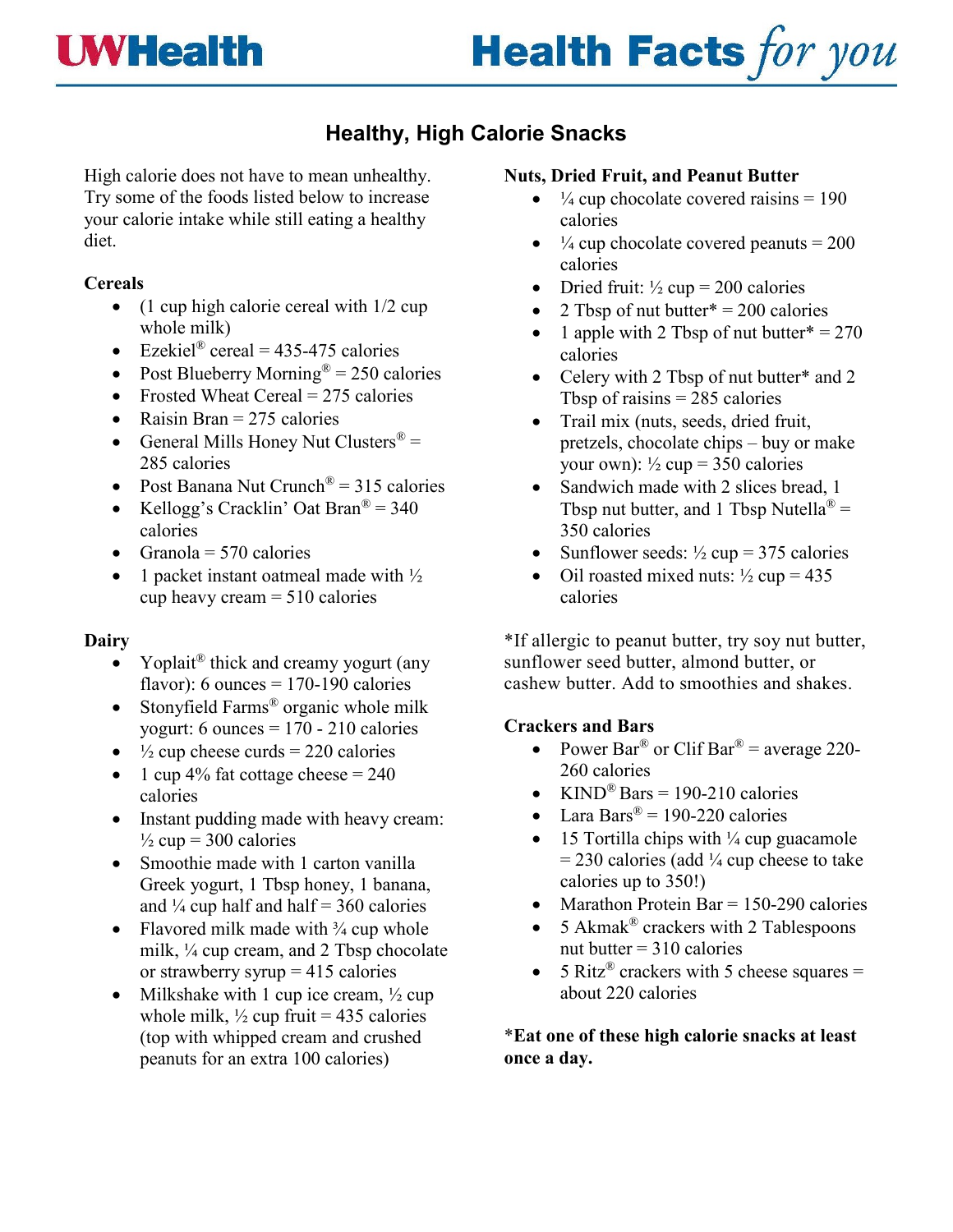# Healthy, High Calorie Snacks

High calorie does not have to mean unhealthy. Try some of the foods listed below to increase your calorie intake while still eating a healthy diet.

**Cereals**

- (1 cup high calorie cereal with 1/2 cup whole milk)
- Ezekiel® cereal = 435-475 calories
- Post Blueberry Morning® = 250 calories
- Frosted Wheat Cereal = 275 calories
- Raisin Bran = 275 calories
- General Mills Honey Nut Clusters® = 285 calories
- Post Banana Nut Crunch® = 315 calories
- Kellogg's Cracklin' Oat Bran® = 340 calories
- Granola = 570 calories
- 1 packet instant oatmeal made with ½ cup heavy cream = 510 calories

**Dairy**

- Yoplait® thick and creamy yogurt (any flavor): 6 ounces = 170-190 calories
- Stonyfield Farms® organic whole milk yogurt: 6 ounces = 170 - 210 calories
- ½ cup cheese curds = 220 calories
- 1 cup 4% fat cottage cheese = 240 calories
- Instant pudding made with heavy cream: ½ cup = 300 calories
- Smoothie made with 1 carton vanilla Greek yogurt, 1 Tbsp honey, 1 banana, and ¼ cup half and half = 360 calories
- Flavored milk made with ¾ cup whole milk, ¼ cup cream, and 2 Tbsp chocolate or strawberry syrup = 415 calories
- Milkshake with 1 cup ice cream, ½ cup whole milk, ½ cup fruit = 435 calories (top with whipped cream and crushed peanuts for an extra 100 calories)

**Nuts, Dried Fruit, and Peanut Butter**

- ¼ cup chocolate covered raisins = 190 calories
- ¼ cup chocolate covered peanuts = 200 calories
- Dried fruit: ½ cup = 200 calories
- 2 Tbsp of nut butter* = 200 calories
- 1 apple with 2 Tbsp of nut butter* = 270 calories
- Celery with 2 Tbsp of nut butter* and 2 Tbsp of raisins = 285 calories
- Trail mix (nuts, seeds, dried fruit, pretzels, chocolate chips – buy or make your own): ½ cup = 350 calories
- Sandwich made with 2 slices bread, 1 Tbsp nut butter, and 1 Tbsp Nutella® = 350 calories
- Sunflower seeds: ½ cup = 375 calories
- Oil roasted mixed nuts: ½ cup = 435 calories

*If allergic to peanut butter, try soy nut butter, sunflower seed butter, almond butter, or cashew butter. Add to smoothies and shakes.

**Crackers and Bars**

- Power Bar® or Clif Bar® = average 220-260 calories
- KIND® Bars = 190-210 calories
- Lara Bars® = 190-220 calories
- 15 Tortilla chips with ¼ cup guacamole = 230 calories (add ¼ cup cheese to take calories up to 350!)
- Marathon Protein Bar = 150-290 calories
- 5 Akmak® crackers with 2 Tablespoons nut butter = 310 calories
- 5 Ritz® crackers with 5 cheese squares = about 220 calories

**\*Eat one of these high calorie snacks at least once a day.**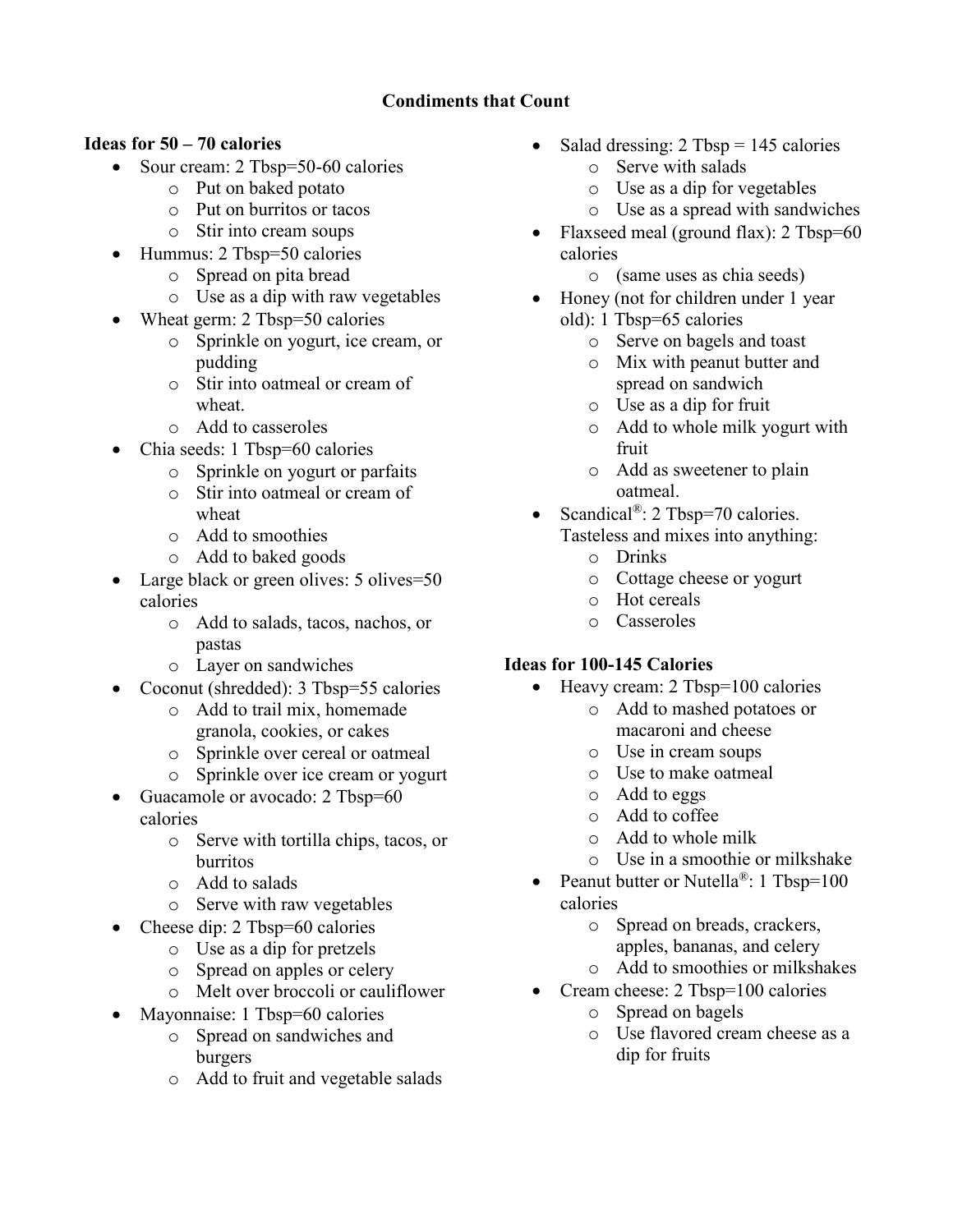# Condiments that Count

### Ideas for 50 – 70 calories

- Sour cream: 2 Tbsp=50-60 calories
  - Put on baked potato
  - Put on burritos or tacos
  - Stir into cream soups
- Hummus: 2 Tbsp=50 calories
  - Spread on pita bread
  - Use as a dip with raw vegetables
- Wheat germ: 2 Tbsp=50 calories
  - Sprinkle on yogurt, ice cream, or pudding
  - Stir into oatmeal or cream of wheat.
  - Add to casseroles
- Chia seeds: 1 Tbsp=60 calories
  - Sprinkle on yogurt or parfaits
  - Stir into oatmeal or cream of wheat
  - Add to smoothies
  - Add to baked goods
- Large black or green olives: 5 olives=50 calories
  - Add to salads, tacos, nachos, or pastas
  - Layer on sandwiches
- Coconut (shredded): 3 Tbsp=55 calories
  - Add to trail mix, homemade granola, cookies, or cakes
  - Sprinkle over cereal or oatmeal
  - Sprinkle over ice cream or yogurt
- Guacamole or avocado: 2 Tbsp=60 calories
  - Serve with tortilla chips, tacos, or burritos
  - Add to salads
  - Serve with raw vegetables
- Cheese dip: 2 Tbsp=60 calories
  - Use as a dip for pretzels
  - Spread on apples or celery
  - Melt over broccoli or cauliflower
- Mayonnaise: 1 Tbsp=60 calories
  - Spread on sandwiches and burgers
  - Add to fruit and vegetable salads
- Salad dressing: 2 Tbsp = 145 calories
  - Serve with salads
  - Use as a dip for vegetables
  - Use as a spread with sandwiches
- Flaxseed meal (ground flax): 2 Tbsp=60 calories
  - (same uses as chia seeds)
- Honey (not for children under 1 year old): 1 Tbsp=65 calories
  - Serve on bagels and toast
  - Mix with peanut butter and spread on sandwich
  - Use as a dip for fruit
  - Add to whole milk yogurt with fruit
  - Add as sweetener to plain oatmeal.
- Scandical®: 2 Tbsp=70 calories. Tasteless and mixes into anything:
  - Drinks
  - Cottage cheese or yogurt
  - Hot cereals
  - Casseroles

### Ideas for 100-145 Calories

- Heavy cream: 2 Tbsp=100 calories
  - Add to mashed potatoes or macaroni and cheese
  - Use in cream soups
  - Use to make oatmeal
  - Add to eggs
  - Add to coffee
  - Add to whole milk
  - Use in a smoothie or milkshake
- Peanut butter or Nutella®: 1 Tbsp=100 calories
  - Spread on breads, crackers, apples, bananas, and celery
  - Add to smoothies or milkshakes
- Cream cheese: 2 Tbsp=100 calories
  - Spread on bagels
  - Use flavored cream cheese as a dip for fruits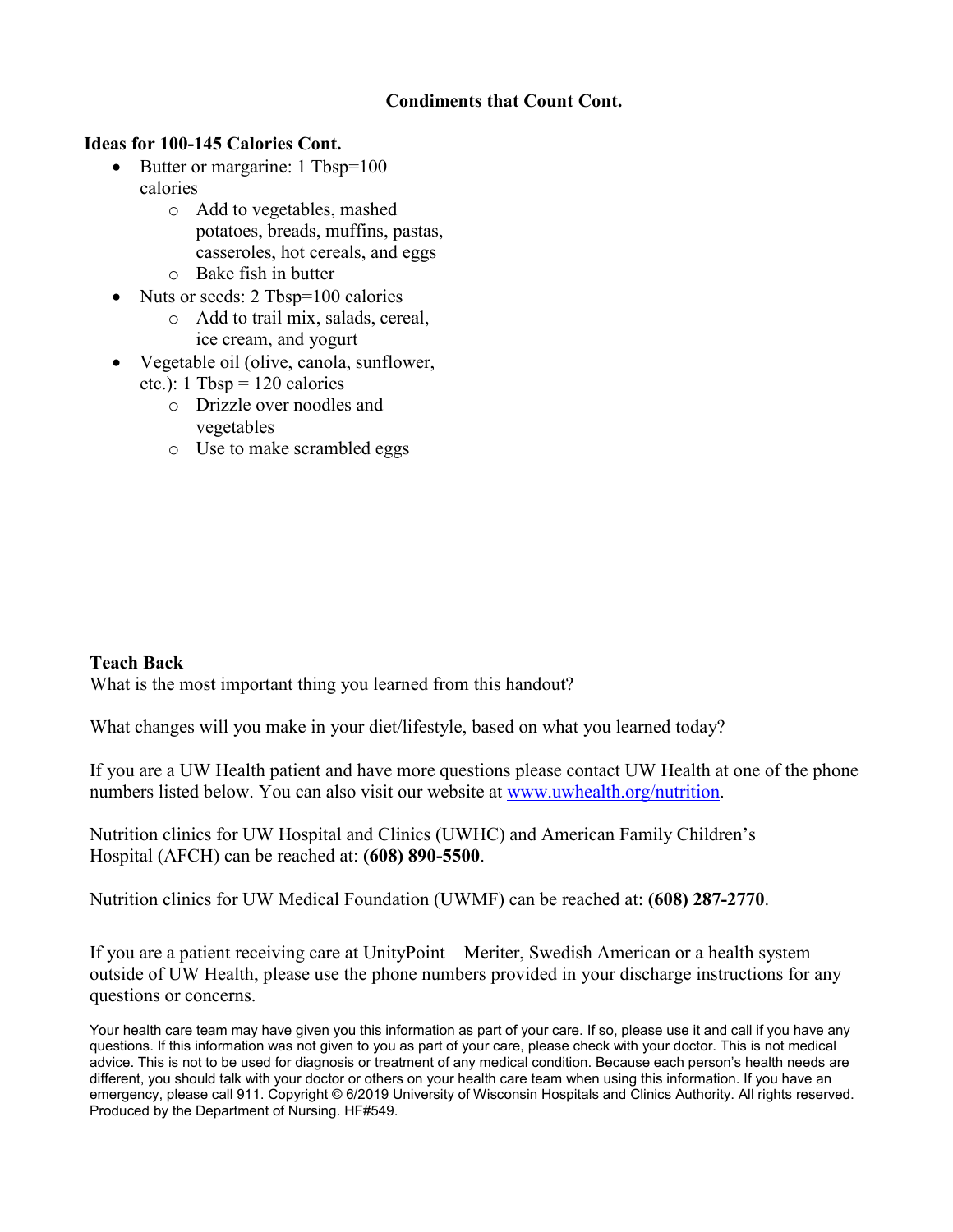## Condiments that Count Cont.

### Ideas for 100-145 Calories Cont.

- Butter or margarine: 1 Tbsp=100 calories
  - Add to vegetables, mashed potatoes, breads, muffins, pastas, casseroles, hot cereals, and eggs
  - Bake fish in butter
- Nuts or seeds: 2 Tbsp=100 calories
  - Add to trail mix, salads, cereal, ice cream, and yogurt
- Vegetable oil (olive, canola, sunflower, etc.): 1 Tbsp = 120 calories
  - Drizzle over noodles and vegetables
  - Use to make scrambled eggs

**Teach Back**

What is the most important thing you learned from this handout?

What changes will you make in your diet/lifestyle, based on what you learned today?

If you are a UW Health patient and have more questions please contact UW Health at one of the phone numbers listed below. You can also visit our website at [www.uwhealth.org/nutrition](http://www.uwhealth.org/nutrition).

Nutrition clinics for UW Hospital and Clinics (UWHC) and American Family Children's Hospital (AFCH) can be reached at: **(608) 890-5500**.

Nutrition clinics for UW Medical Foundation (UWMF) can be reached at: **(608) 287-2770**.

If you are a patient receiving care at UnityPoint – Meriter, Swedish American or a health system outside of UW Health, please use the phone numbers provided in your discharge instructions for any questions or concerns.

Your health care team may have given you this information as part of your care. If so, please use it and call if you have any questions. If this information was not given to you as part of your care, please check with your doctor. This is not medical advice. This is not to be used for diagnosis or treatment of any medical condition. Because each person's health needs are different, you should talk with your doctor or others on your health care team when using this information. If you have an emergency, please call 911. Copyright © 6/2019 University of Wisconsin Hospitals and Clinics Authority. All rights reserved. Produced by the Department of Nursing. HF#549.